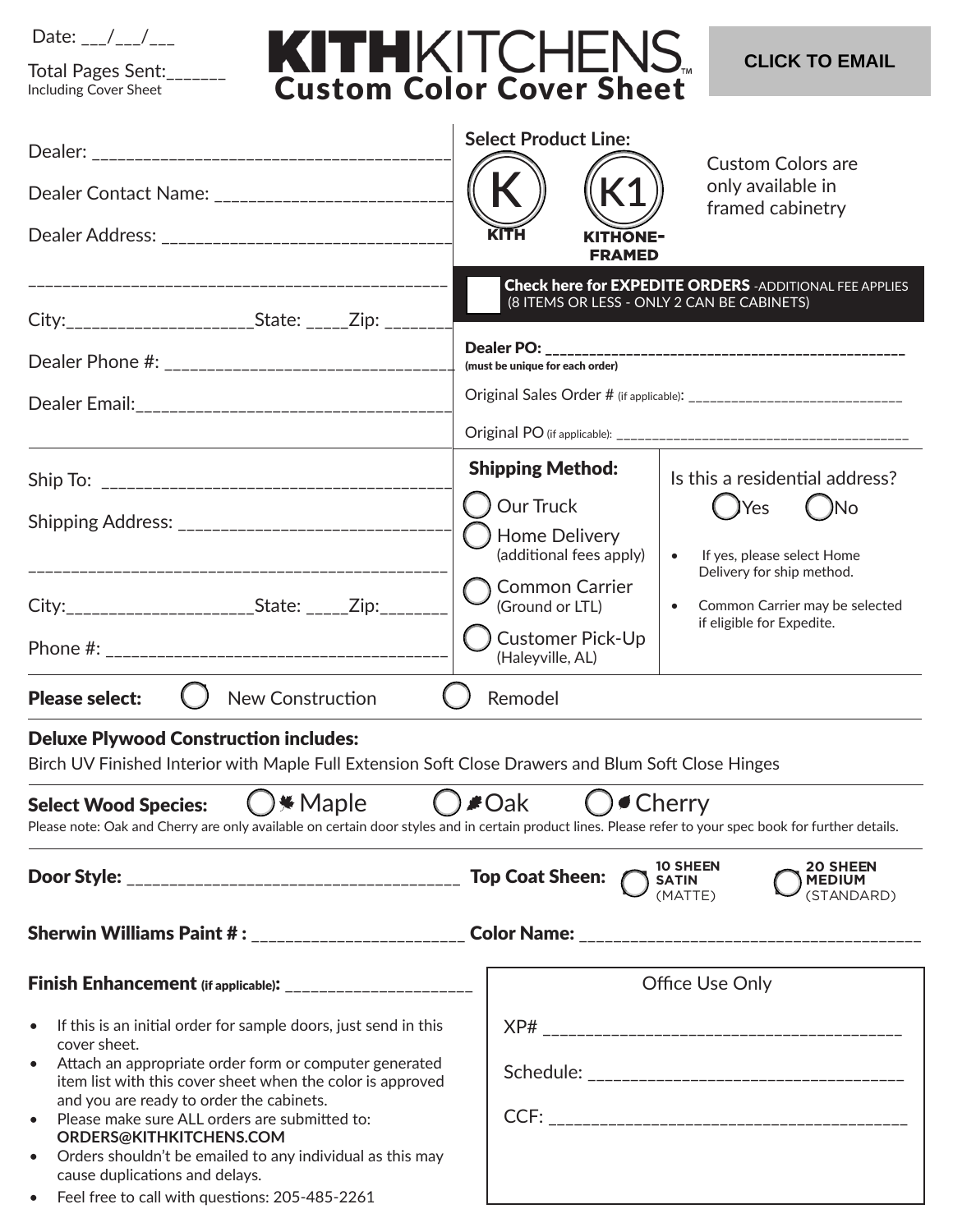Date: ___/___/___

Total Pages Sent:_______
Including Cover Sheet

# KITHKITCHENS™
## Custom Color Cover Sheet

CLICK TO EMAIL

Dealer: ________________________________________

Dealer Contact Name: ___________________________

Dealer Address: ________________________________

________________________________________________

City:____________________State: _____Zip: _______

Dealer Phone #: ________________________________

Dealer Email:___________________________________

**Select Product Line:**

K — KITH

K1 — KITHONE-FRAMED

Custom Colors are only available in framed cabinetry

☐ **Check here for EXPEDITE ORDERS** -ADDITIONAL FEE APPLIES (8 ITEMS OR LESS - ONLY 2 CAN BE CABINETS)

**Dealer PO:** ________________________________________
**(must be unique for each order)**

Original Sales Order # (if applicable): ____________________________

Original PO (if applicable): ____________________________________

Ship To: _______________________________________

Shipping Address: ______________________________

________________________________________________

City:____________________State: _____Zip:_______

Phone #: _______________________________________

**Shipping Method:**

- ◯ Our Truck
- ◯ Home Delivery (additional fees apply)
- ◯ Common Carrier (Ground or LTL)
- ◯ Customer Pick-Up (Haleyville, AL)

Is this a residential address? ◯ Yes ◯ No

- If yes, please select Home Delivery for ship method.
- Common Carrier may be selected if eligible for Expedite.

**Please select:** ◯ New Construction ◯ Remodel

**Deluxe Plywood Construction includes:**
Birch UV Finished Interior with Maple Full Extension Soft Close Drawers and Blum Soft Close Hinges

**Select Wood Species:** ◯ Maple ◯ Oak ◯ Cherry

Please note: Oak and Cherry are only available on certain door styles and in certain product lines. Please refer to your spec book for further details.

**Door Style:** _________________________________ **Top Coat Sheen:** ◯ 10 SHEEN SATIN (MATTE) ◯ 20 SHEEN MEDIUM (STANDARD)

**Sherwin Williams Paint # :** ______________________ **Color Name:** ___________________________________

**Finish Enhancement** **(if applicable)**: ____________________

- If this is an initial order for sample doors, just send in this cover sheet.
- Attach an appropriate order form or computer generated item list with this cover sheet when the color is approved and you are ready to order the cabinets.
- Please make sure ALL orders are submitted to: **ORDERS@KITHKITCHENS.COM**
- Orders shouldn't be emailed to any individual as this may cause duplications and delays.
- Feel free to call with questions: 205-485-2261

Office Use Only

XP# _____________________________________

Schedule: _________________________________

CCF: ____________________________________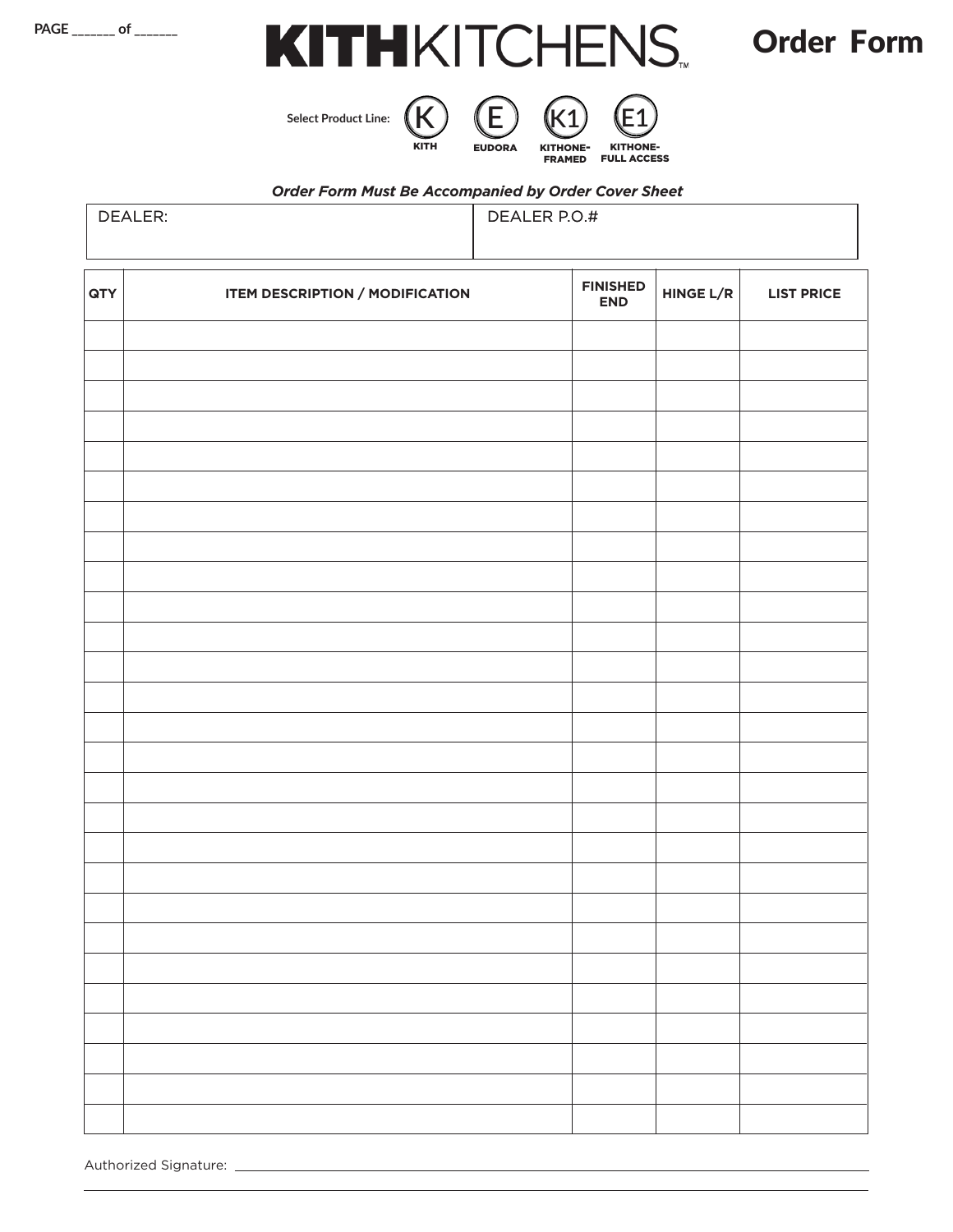PAGE ______ of ______

# KITHKITCHENS™

## Order Form

Select Product Line: K KITH | E EUDORA | K1 KITHONE-FRAMED | E1 KITHONE-FULL ACCESS

***Order Form Must Be Accompanied by Order Cover Sheet***

| DEALER: | DEALER P.O.# |
|---|---|
| | |

| QTY | ITEM DESCRIPTION / MODIFICATION | FINISHED END | HINGE L/R | LIST PRICE |
|---|---|---|---|---|
| | | | | |
| | | | | |
| | | | | |
| | | | | |
| | | | | |
| | | | | |
| | | | | |
| | | | | |
| | | | | |
| | | | | |
| | | | | |
| | | | | |
| | | | | |
| | | | | |
| | | | | |
| | | | | |
| | | | | |
| | | | | |
| | | | | |
| | | | | |
| | | | | |
| | | | | |
| | | | | |
| | | | | |
| | | | | |
| | | | | |
| | | | | |

Authorized Signature: ______________________________________________